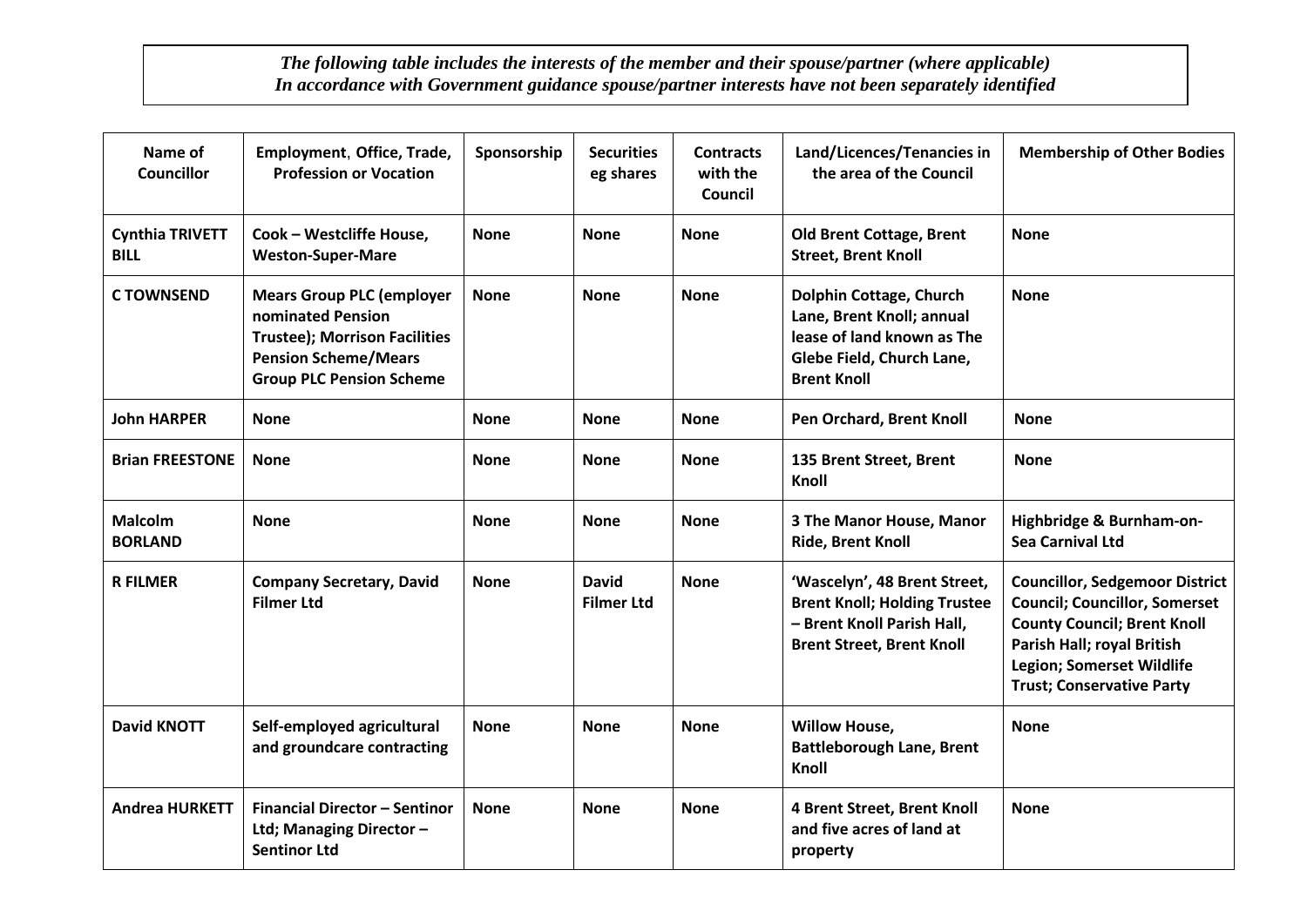*The following table includes the interests of the member and their spouse/partner (where applicable)*
*In accordance with Government guidance spouse/partner interests have not been separately identified*

| Name of Councillor | Employment, Office, Trade, Profession or Vocation | Sponsorship | Securities eg shares | Contracts with the Council | Land/Licences/Tenancies in the area of the Council | Membership of Other Bodies |
|---|---|---|---|---|---|---|
| **Cynthia TRIVETT BILL** | **Cook – Westcliffe House, Weston-Super-Mare** | **None** | **None** | **None** | **Old Brent Cottage, Brent Street, Brent Knoll** | **None** |
| **C TOWNSEND** | **Mears Group PLC (employer nominated Pension Trustee); Morrison Facilities Pension Scheme/Mears Group PLC Pension Scheme** | **None** | **None** | **None** | **Dolphin Cottage, Church Lane, Brent Knoll; annual lease of land known as The Glebe Field, Church Lane, Brent Knoll** | **None** |
| **John HARPER** | **None** | **None** | **None** | **None** | **Pen Orchard, Brent Knoll** | **None** |
| **Brian FREESTONE** | **None** | **None** | **None** | **None** | **135 Brent Street, Brent Knoll** | **None** |
| **Malcolm BORLAND** | **None** | **None** | **None** | **None** | **3 The Manor House, Manor Ride, Brent Knoll** | **Highbridge & Burnham-on-Sea Carnival Ltd** |
| **R FILMER** | **Company Secretary, David Filmer Ltd** | **None** | **David Filmer Ltd** | **None** | **'Wascelyn', 48 Brent Street, Brent Knoll; Holding Trustee – Brent Knoll Parish Hall, Brent Street, Brent Knoll** | **Councillor, Sedgemoor District Council; Councillor, Somerset County Council; Brent Knoll Parish Hall; royal British Legion; Somerset Wildlife Trust; Conservative Party** |
| **David KNOTT** | **Self-employed agricultural and groundcare contracting** | **None** | **None** | **None** | **Willow House, Battleborough Lane, Brent Knoll** | **None** |
| **Andrea HURKETT** | **Financial Director – Sentinor Ltd; Managing Director – Sentinor Ltd** | **None** | **None** | **None** | **4 Brent Street, Brent Knoll and five acres of land at property** | **None** |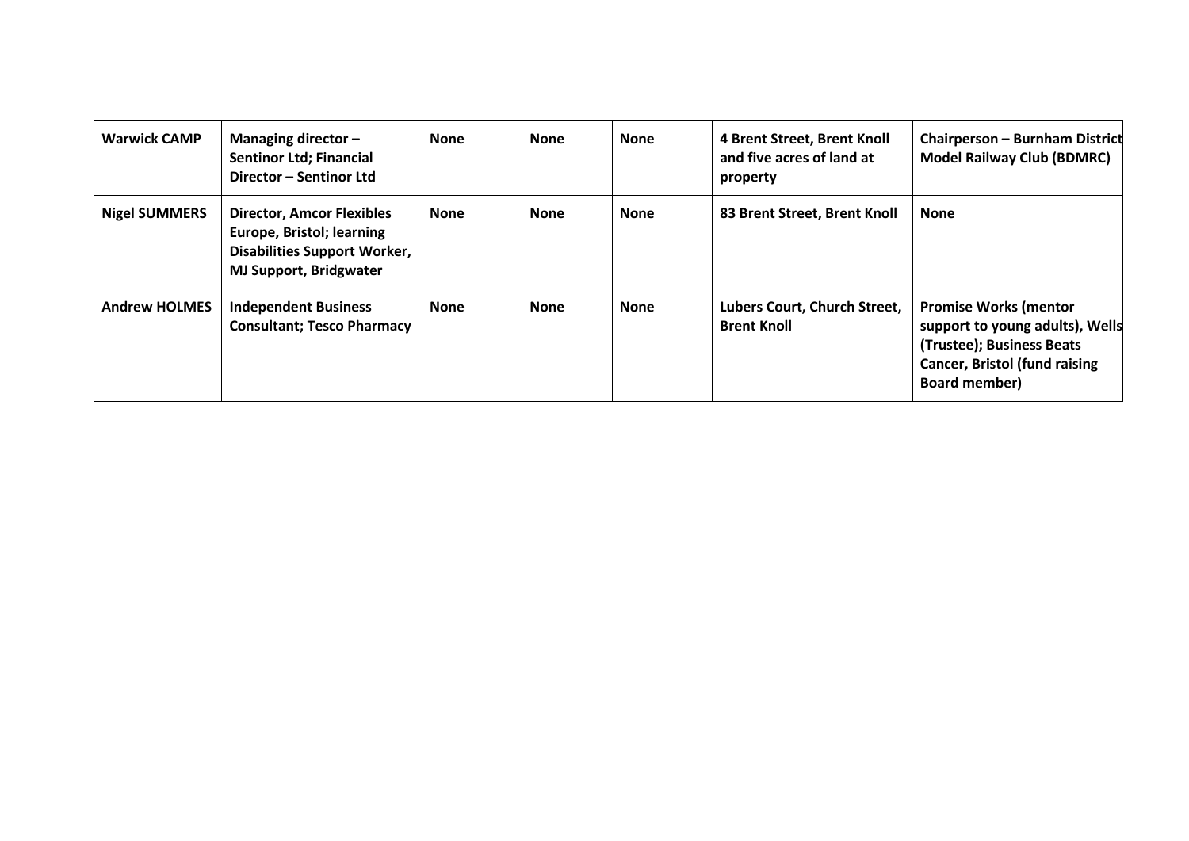| | | | | | | |
|---|---|---|---|---|---|---|
| **Warwick CAMP** | **Managing director – Sentinor Ltd; Financial Director – Sentinor Ltd** | **None** | **None** | **None** | **4 Brent Street, Brent Knoll and five acres of land at property** | **Chairperson – Burnham District Model Railway Club (BDMRC)** |
| **Nigel SUMMERS** | **Director, Amcor Flexibles Europe, Bristol; learning Disabilities Support Worker, MJ Support, Bridgwater** | **None** | **None** | **None** | **83 Brent Street, Brent Knoll** | **None** |
| **Andrew HOLMES** | **Independent Business Consultant; Tesco Pharmacy** | **None** | **None** | **None** | **Lubers Court, Church Street, Brent Knoll** | **Promise Works (mentor support to young adults), Wells (Trustee); Business Beats Cancer, Bristol (fund raising Board member)** |